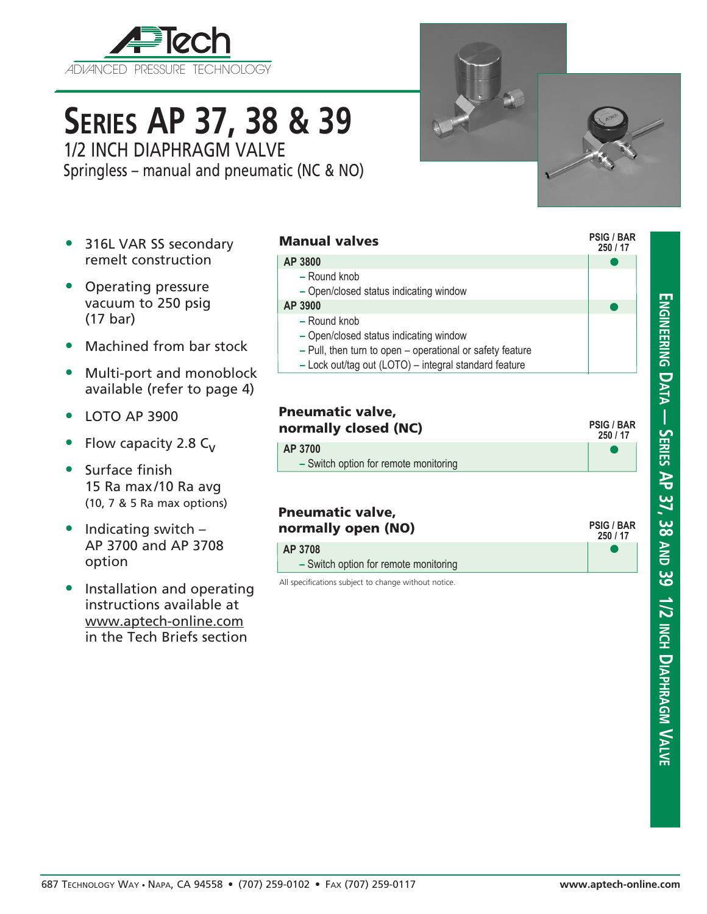# Series AP 37, 38 & 39

## 1/2 INCH DIAPHRAGM VALVE

Springless – manual and pneumatic (NC & NO)

- 316L VAR SS secondary remelt construction
- Operating pressure vacuum to 250 psig (17 bar)
- Machined from bar stock
- Multi-port and monoblock available (refer to page 4)
- LOTO AP 3900
- Flow capacity 2.8 $C_V$
- Surface finish 15 Ra max/10 Ra avg (10, 7 & 5 Ra max options)
- Indicating switch – AP 3700 and AP 3708 option
- Installation and operating instructions available at www.aptech-online.com in the Tech Briefs section

### Manual valves

| | PSIG / BAR 250 / 17 |
|---|---|
| **AP 3800** | ● |
| – Round knob<br>– Open/closed status indicating window | |
| **AP 3900** | ● |
| – Round knob<br>– Open/closed status indicating window<br>– Pull, then turn to open – operational or safety feature<br>– Lock out/tag out (LOTO) – integral standard feature | |

### Pneumatic valve, normally closed (NC)

| | PSIG / BAR 250 / 17 |
|---|---|
| **AP 3700** | ● |
| – Switch option for remote monitoring | |

### Pneumatic valve, normally open (NO)

| | PSIG / BAR 250 / 17 |
|---|---|
| **AP 3708** | ● |
| – Switch option for remote monitoring | |

All specifications subject to change without notice.

687 Technology Way • Napa, CA 94558 • (707) 259-0102 • Fax (707) 259-0117 www.aptech-online.com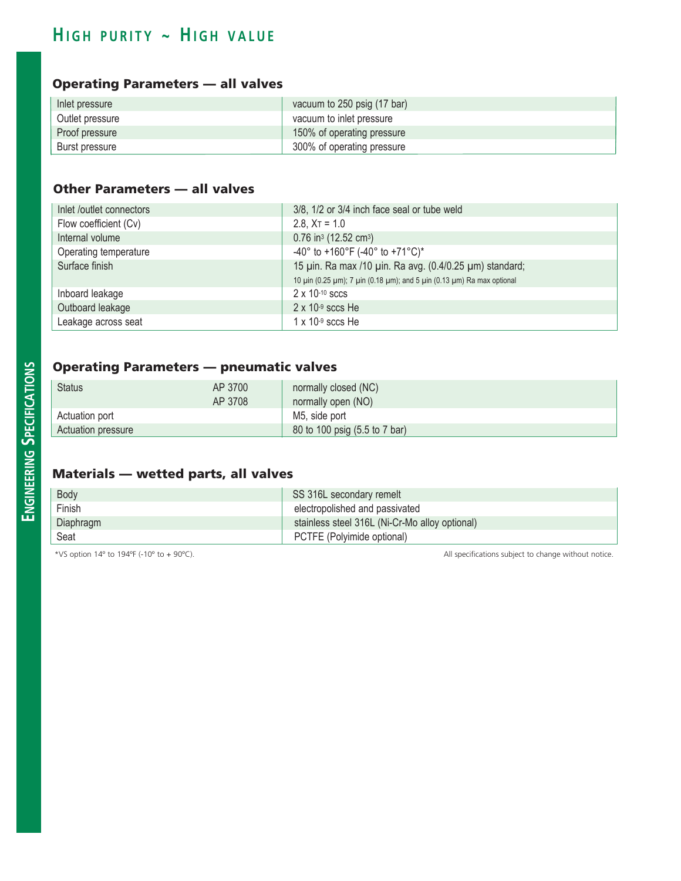# High purity ~ High value

## Operating Parameters — all valves

| Inlet pressure | vacuum to 250 psig (17 bar) |
|---|---|
| Outlet pressure | vacuum to inlet pressure |
| Proof pressure | 150% of operating pressure |
| Burst pressure | 300% of operating pressure |

## Other Parameters — all valves

| Inlet /outlet connectors | 3/8, 1/2 or 3/4 inch face seal or tube weld |
|---|---|
| Flow coefficient (Cv) | 2.8, $X_T$ = 1.0 |
| Internal volume | 0.76 in$^3$ (12.52 cm$^3$) |
| Operating temperature | -40° to +160°F (-40° to +71°C)* |
| Surface finish | 15 µin. Ra max /10 µin. Ra avg. (0.4/0.25 µm) standard; 10 µin (0.25 µm); 7 µin (0.18 µm); and 5 µin (0.13 µm) Ra max optional |
| Inboard leakage | 2 x $10^{-10}$ sccs |
| Outboard leakage | 2 x $10^{-9}$ sccs He |
| Leakage across seat | 1 x $10^{-9}$ sccs He |

## Operating Parameters — pneumatic valves

| Status | AP 3700 | normally closed (NC) |
|---|---|---|
| | AP 3708 | normally open (NO) |
| Actuation port | | M5, side port |
| Actuation pressure | | 80 to 100 psig (5.5 to 7 bar) |

## Materials — wetted parts, all valves

| Body | SS 316L secondary remelt |
|---|---|
| Finish | electropolished and passivated |
| Diaphragm | stainless steel 316L (Ni-Cr-Mo alloy optional) |
| Seat | PCTFE (Polyimide optional) |

*VS option 14º to 194ºF (-10º to + 90ºC).

All specifications subject to change without notice.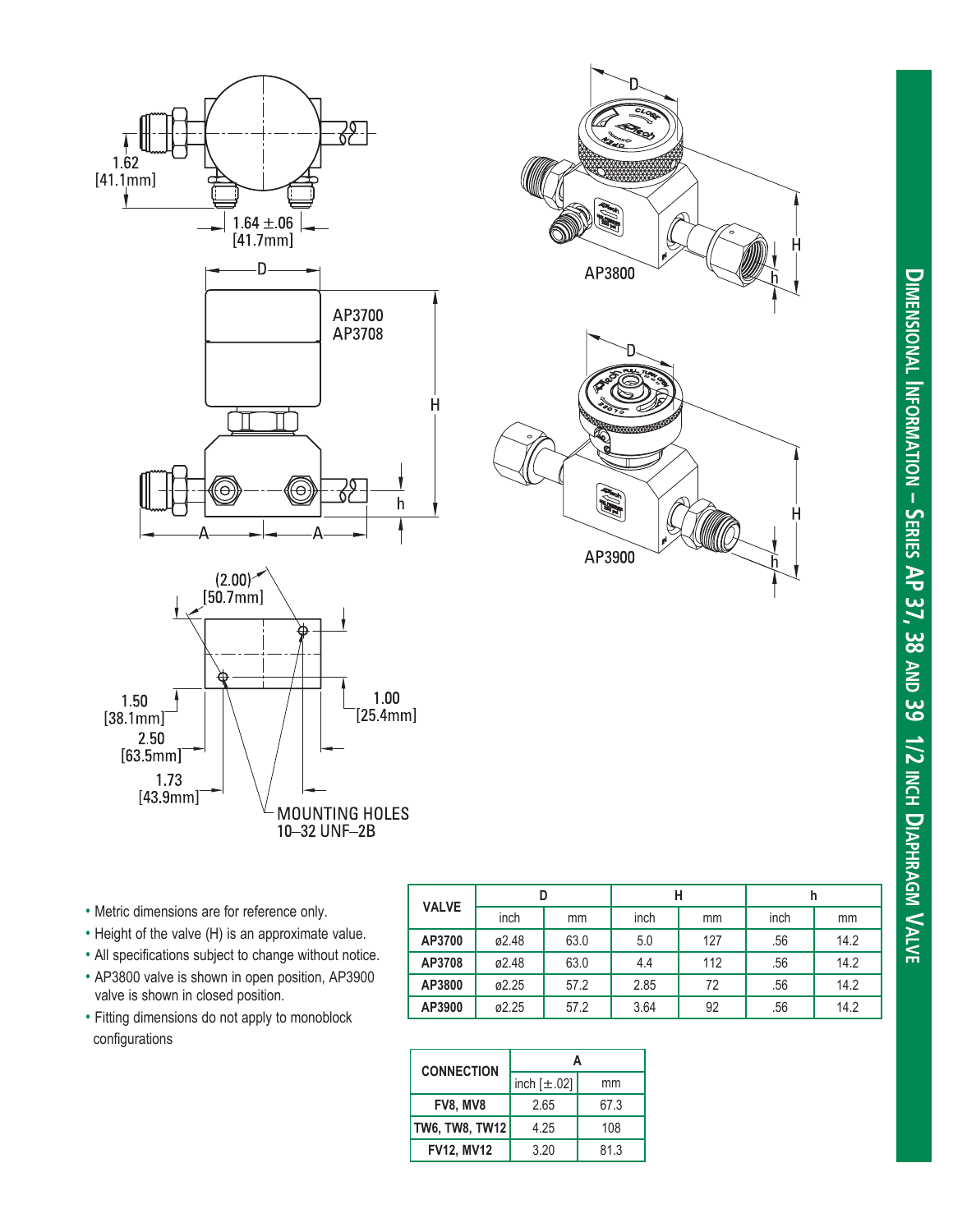## Dimensional Information – Series AP 37, 38 and 39 1/2 inch Diaphragm Valve

1.62 [41.1mm]

1.64 ±.06 [41.7mm]

D

AP3700
AP3708

H

h

A A

(2.00) [50.7mm]

1.50 [38.1mm]

2.50 [63.5mm]

1.73 [43.9mm]

1.00 [25.4mm]

MOUNTING HOLES
10–32 UNF–2B

AP3800

AP3900

- Metric dimensions are for reference only.
- Height of the valve (H) is an approximate value.
- All specifications subject to change without notice.
- AP3800 valve is shown in open position, AP3900 valve is shown in closed position.
- Fitting dimensions do not apply to monoblock configurations

| VALVE | D | | H | | h | |
|---|---|---|---|---|---|---|
| | inch | mm | inch | mm | inch | mm |
| AP3700 | ø2.48 | 63.0 | 5.0 | 127 | .56 | 14.2 |
| AP3708 | ø2.48 | 63.0 | 4.4 | 112 | .56 | 14.2 |
| AP3800 | ø2.25 | 57.2 | 2.85 | 72 | .56 | 14.2 |
| AP3900 | ø2.25 | 57.2 | 3.64 | 92 | .56 | 14.2 |

| CONNECTION | A | |
|---|---|---|
| | inch [±.02] | mm |
| FV8, MV8 | 2.65 | 67.3 |
| TW6, TW8, TW12 | 4.25 | 108 |
| FV12, MV12 | 3.20 | 81.3 |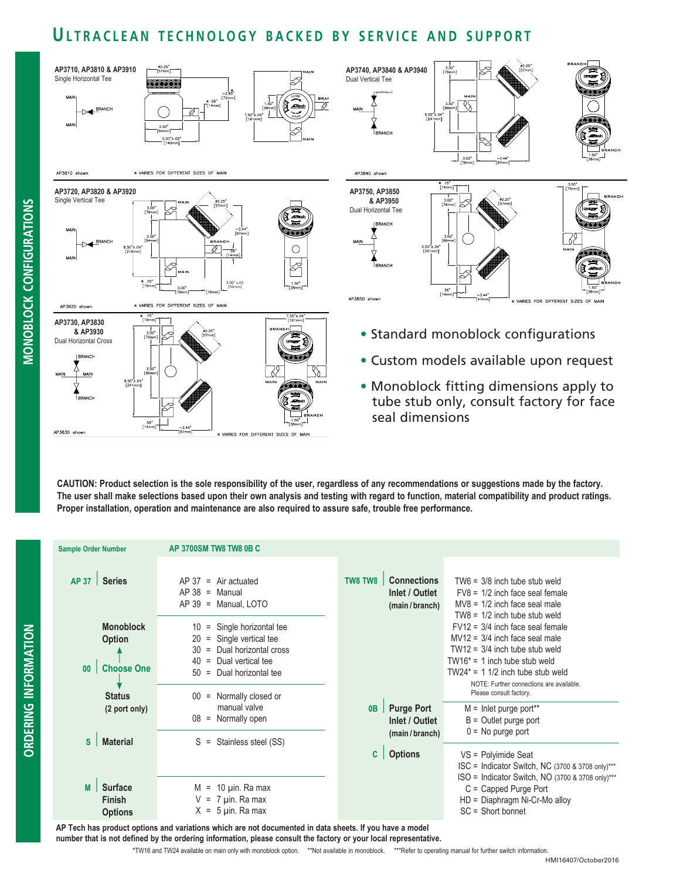# ULTRACLEAN TECHNOLOGY BACKED BY SERVICE AND SUPPORT

## MONOBLOCK CONFIGURATIONS

**AP3710, AP3810 & AP3910**
Single Horizontal Tee

MAIN
BRANCH
MAIN

Ø2.25" [57mm]
* ~2.85" [72mm]
* .56" [14mm]
2.50" [64mm]
5.50"±.02" [140mm]
1.50" [38mm]
7.50"±.04" [191mm]
MAIN
BRANCH
MAIN

AP3810 shown
* VARIES FOR DIFFERENT SIZES OF MAIN

**AP3740, AP3840 & AP3940**
Dual Vertical Tee

BRANCH
MAIN
BRANCH

3.00" [76mm]
Ø2.25" [57mm]
BRANCH
MAIN
3.50" [89mm]
9.50"±.04" [241mm]
3.00" [76mm]
~3.44" [87mm]
1.50" [38mm]
BRANCH

AP3840 shown

**AP3720, AP3820 & AP3920**
Single Vertical Tee

MAIN
BRANCH
MAIN

3.00" [79mm]
MAIN
Ø2.25" [57mm]
~3.44" [87mm]
2.50" [64mm]
8.50"±.04" [216mm]
BRANCH
.55" [14mm]
MAIN
* .75" [19mm]
3.00" [79mm]
3.00"±.02 [76mm]
[76mm]
1.50" [38mm]

AP3820 shown
* VARIES FOR DIFFERENT SIZES OF MAIN

**AP3750, AP3850 & AP3950**
Dual Horizontal Tee

BRANCH
MAIN
BRANCH

* .75" [19mm]
3.00" [76mm]
Ø2.25" [57mm]
3.50" [89mm]
9.50"±.04" [241mm]
.56" [14mm]
~3.44" [47mm]
3.00" [76mm]
BRANCH
MAIN
BRANCH
1.50" [38mm]

AP3850 shown
* VARIES FOR DIFFERENT SIZES OF MAIN

**AP3730, AP3830 & AP3930**
Dual Horizontal Cross

BRANCH
MAIN MAIN
BRANCH

* .75" [19mm]
3.00" [76mm]
Ø2.25" [57mm]
3.50" [89mm]
9.50"±.04" [241mm]
.56" [14mm]
~3.44" [87mm]
7.50"±.04" [191mm]
BRANCH
MAIN MAIN
BRANCH
1.50" [38mm]

AP3830 shown
* VARIES FOR DIFFERENT SIZES OF MAIN

- Standard monoblock configurations
- Custom models available upon request
- Monoblock fitting dimensions apply to tube stub only, consult factory for face seal dimensions

**CAUTION: Product selection is the sole responsibility of the user, regardless of any recommendations or suggestions made by the factory. The user shall make selections based upon their own analysis and testing with regard to function, material compatibility and product ratings. Proper installation, operation and maintenance are also required to assure safe, trouble free performance.**

## ORDERING INFORMATION

**Sample Order Number** **AP 3700SM TW8 TW8 0B C**

| | | |
|---|---|---|
| **AP 37** | **Series** | AP 37 = Air actuated<br>AP 38 = Manual<br>AP 39 = Manual, LOTO |
| | **Monoblock Option** | 10 = Single horizontal tee<br>20 = Single vertical tee<br>30 = Dual horizontal cross<br>40 = Dual vertical tee<br>50 = Dual horizontal tee |
| **00** | **Choose One** | |
| | **Status (2 port only)** | 00 = Normally closed or manual valve<br>08 = Normally open |
| **S** | **Material** | S = Stainless steel (SS) |
| **M** | **Surface Finish Options** | M = 10 µin. Ra max<br>V = 7 µin. Ra max<br>X = 5 µin. Ra max |
| **TW8 TW8** | **Connections Inlet / Outlet (main / branch)** | TW6 = 3/8 inch tube stub weld<br>FV8 = 1/2 inch face seal female<br>MV8 = 1/2 inch face seal male<br>TW8 = 1/2 inch tube stub weld<br>FV12 = 3/4 inch face seal female<br>MV12 = 3/4 inch face seal male<br>TW12 = 3/4 inch tube stub weld<br>TW16* = 1 inch tube stub weld<br>TW24* = 1 1/2 inch tube stub weld<br>NOTE: Further connections are available. Please consult factory. |
| **0B** | **Purge Port Inlet / Outlet (main / branch)** | M = Inlet purge port**<br>B = Outlet purge port<br>0 = No purge port |
| **C** | **Options** | VS = Polyimide Seat<br>ISC = Indicator Switch, NC (3700 & 3708 only)***<br>ISO = Indicator Switch, NO (3700 & 3708 only)***<br>C = Capped Purge Port<br>HD = Diaphragm Ni-Cr-Mo alloy<br>SC = Short bonnet |

**AP Tech has product options and variations which are not documented in data sheets. If you have a model number that is not defined by the ordering information, please consult the factory or your local representative.**

*TW16 and TW24 available on main only with monoblock option. **Not available in monoblock. ***Refer to operating manual for further switch information.

HMI16407/October2016